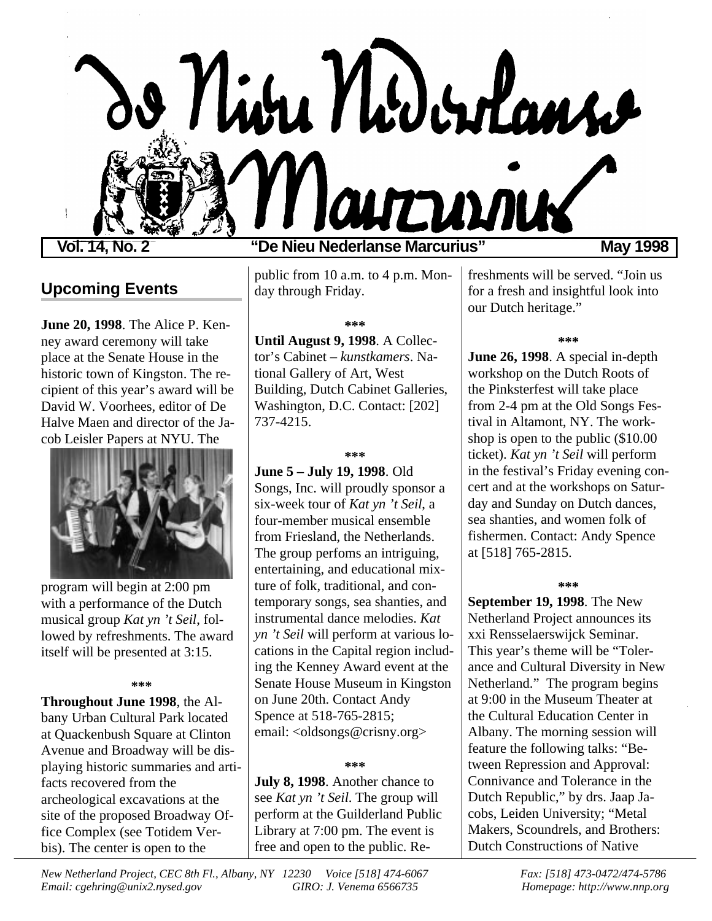# De Nieu Nederlanse Marcurius

**Vol. 14, No. 2** — **"De Nieu Nederlanse Marcurius"** — **May 1998**

## Upcoming Events

**June 20, 1998**. The Alice P. Kenney award ceremony will take place at the Senate House in the historic town of Kingston. The recipient of this year's award will be David W. Voorhees, editor of De Halve Maen and director of the Jacob Leisler Papers at NYU. The program will begin at 2:00 pm with a performance of the Dutch musical group *Kat yn 't Seil*, followed by refreshments. The award itself will be presented at 3:15.

\*\*\*

**Throughout June 1998**, the Albany Urban Cultural Park located at Quackenbush Square at Clinton Avenue and Broadway will be displaying historic summaries and artifacts recovered from the archeological excavations at the site of the proposed Broadway Office Complex (see Totidem Verbis). The center is open to the public from 10 a.m. to 4 p.m. Monday through Friday.

\*\*\*

**Until August 9, 1998**. A Collector's Cabinet – *kunstkamers*. National Gallery of Art, West Building, Dutch Cabinet Galleries, Washington, D.C. Contact: [202] 737-4215.

\*\*\*

**June 5 – July 19, 1998**. Old Songs, Inc. will proudly sponsor a six-week tour of *Kat yn 't Seil*, a four-member musical ensemble from Friesland, the Netherlands. The group perfoms an intriguing, entertaining, and educational mixture of folk, traditional, and contemporary songs, sea shanties, and instrumental dance melodies. *Kat yn 't Seil* will perform at various locations in the Capital region including the Kenney Award event at the Senate House Museum in Kingston on June 20th. Contact Andy Spence at 518-765-2815; email: <oldsongs@crisny.org>

\*\*\*

**July 8, 1998**. Another chance to see *Kat yn 't Seil*. The group will perform at the Guilderland Public Library at 7:00 pm. The event is free and open to the public. Refreshments will be served. "Join us for a fresh and insightful look into our Dutch heritage."

\*\*\*

**June 26, 1998**. A special in-depth workshop on the Dutch Roots of the Pinksterfest will take place from 2-4 pm at the Old Songs Festival in Altamont, NY. The workshop is open to the public ($10.00 ticket). *Kat yn 't Seil* will perform in the festival's Friday evening concert and at the workshops on Saturday and Sunday on Dutch dances, sea shanties, and women folk of fishermen. Contact: Andy Spence at [518] 765-2815.

\*\*\*

**September 19, 1998**. The New Netherland Project announces its xxi Rensselaerswijck Seminar. This year's theme will be "Tolerance and Cultural Diversity in New Netherland." The program begins at 9:00 in the Museum Theater at the Cultural Education Center in Albany. The morning session will feature the following talks: "Between Repression and Approval: Connivance and Tolerance in the Dutch Republic," by drs. Jaap Jacobs, Leiden University; "Metal Makers, Scoundrels, and Brothers: Dutch Constructions of Native

*New Netherland Project, CEC 8th Fl., Albany, NY 12230 Voice [518] 474-6067 Fax: [518] 473-0472/474-5786*
*Email: cgehring@unix2.nysed.gov GIRO: J. Venema 6566735 Homepage: http://www.nnp.org*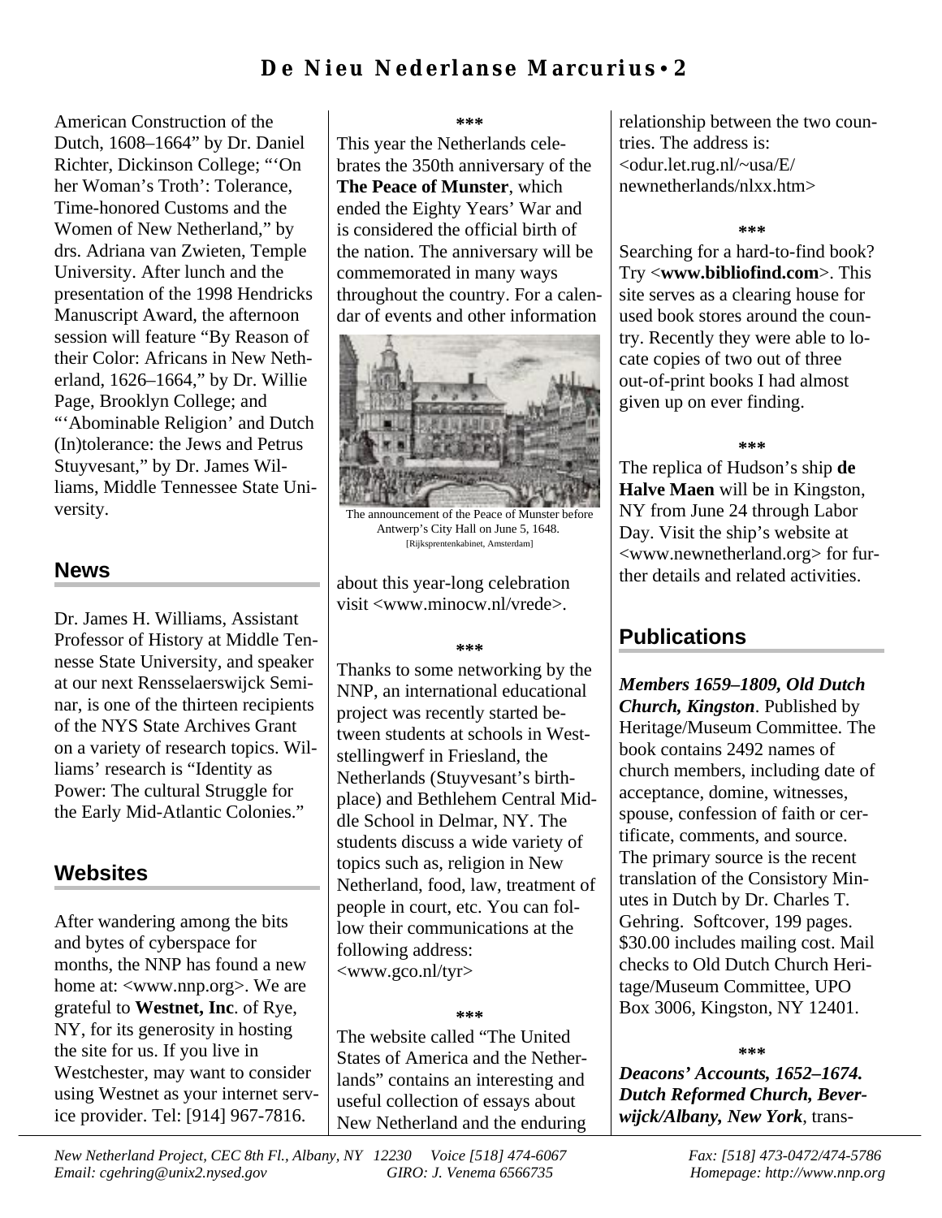American Construction of the Dutch, 1608–1664" by Dr. Daniel Richter, Dickinson College; "'On her Woman's Troth': Tolerance, Time-honored Customs and the Women of New Netherland," by drs. Adriana van Zwieten, Temple University. After lunch and the presentation of the 1998 Hendricks Manuscript Award, the afternoon session will feature "By Reason of their Color: Africans in New Netherland, 1626–1664," by Dr. Willie Page, Brooklyn College; and "'Abominable Religion' and Dutch (In)tolerance: the Jews and Petrus Stuyvesant," by Dr. James Williams, Middle Tennessee State University.

## News

Dr. James H. Williams, Assistant Professor of History at Middle Tennesse State University, and speaker at our next Rensselaerswijck Seminar, is one of the thirteen recipients of the NYS State Archives Grant on a variety of research topics. Williams' research is "Identity as Power: The cultural Struggle for the Early Mid-Atlantic Colonies."

## Websites

After wandering among the bits and bytes of cyberspace for months, the NNP has found a new home at: <www.nnp.org>. We are grateful to **Westnet, Inc**. of Rye, NY, for its generosity in hosting the site for us. If you live in Westchester, may want to consider using Westnet as your internet service provider. Tel: [914] 967-7816.

***

This year the Netherlands celebrates the 350th anniversary of the **The Peace of Munster**, which ended the Eighty Years' War and is considered the official birth of the nation. The anniversary will be commemorated in many ways throughout the country. For a calendar of events and other information about this year-long celebration visit <www.minocw.nl/vrede>.

The announcement of the Peace of Munster before Antwerp's City Hall on June 5, 1648.
[Rijksprentenkabinet, Amsterdam]

***

Thanks to some networking by the NNP, an international educational project was recently started between students at schools in Weststellingwerf in Friesland, the Netherlands (Stuyvesant's birthplace) and Bethlehem Central Middle School in Delmar, NY. The students discuss a wide variety of topics such as, religion in New Netherland, food, law, treatment of people in court, etc. You can follow their communications at the following address: <www.gco.nl/tyr>

***

The website called "The United States of America and the Netherlands" contains an interesting and useful collection of essays about New Netherland and the enduring relationship between the two countries. The address is: <odur.let.rug.nl/~usa/E/newnetherlands/nlxx.htm>

***

Searching for a hard-to-find book? Try <**www.bibliofind.com**>. This site serves as a clearing house for used book stores around the country. Recently they were able to locate copies of two out of three out-of-print books I had almost given up on ever finding.

***

The replica of Hudson's ship **de Halve Maen** will be in Kingston, NY from June 24 through Labor Day. Visit the ship's website at <www.newnetherland.org> for further details and related activities.

## Publications

***Members 1659–1809, Old Dutch Church, Kingston***. Published by Heritage/Museum Committee. The book contains 2492 names of church members, including date of acceptance, domine, witnesses, spouse, confession of faith or certificate, comments, and source. The primary source is the recent translation of the Consistory Minutes in Dutch by Dr. Charles T. Gehring. Softcover, 199 pages. $30.00 includes mailing cost. Mail checks to Old Dutch Church Heritage/Museum Committee, UPO Box 3006, Kingston, NY 12401.

***

***Deacons' Accounts, 1652–1674. Dutch Reformed Church, Beverwijck/Albany, New York***, trans-

*New Netherland Project, CEC 8th Fl., Albany, NY 12230 Voice [518] 474-6067 Fax: [518] 473-0472/474-5786*
*Email: cgehring@unix2.nysed.gov GIRO: J. Venema 6566735 Homepage: http://www.nnp.org*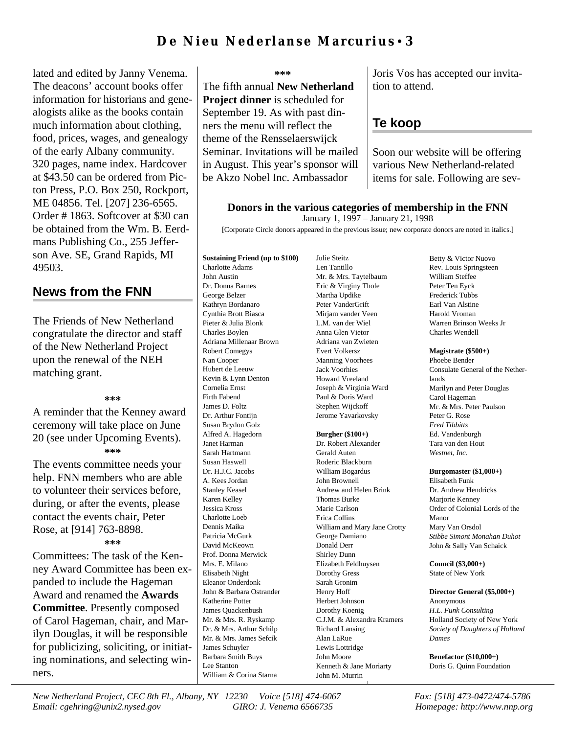lated and edited by Janny Venema. The deacons' account books offer information for historians and genealogists alike as the books contain much information about clothing, food, prices, wages, and genealogy of the early Albany community. 320 pages, name index. Hardcover at $43.50 can be ordered from Picton Press, P.O. Box 250, Rockport, ME 04856. Tel. [207] 236-6565. Order # 1863. Softcover at $30 can be obtained from the Wm. B. Eerdmans Publishing Co., 255 Jefferson Ave. SE, Grand Rapids, MI 49503.

## News from the FNN

The Friends of New Netherland congratulate the director and staff of the New Netherland Project upon the renewal of the NEH matching grant.

***

A reminder that the Kenney award ceremony will take place on June 20 (see under Upcoming Events).

***

The events committee needs your help. FNN members who are able to volunteer their services before, during, or after the events, please contact the events chair, Peter Rose, at [914] 763-8898.

***

Committees: The task of the Kenney Award Committee has been expanded to include the Hageman Award and renamed the **Awards Committee**. Presently composed of Carol Hageman, chair, and Marilyn Douglas, it will be responsible for publicizing, soliciting, or initiating nominations, and selecting winners.

***

The fifth annual **New Netherland Project dinner** is scheduled for September 19. As with past dinners the menu will reflect the theme of the Rensselaerswijck Seminar. Invitations will be mailed in August. This year's sponsor will be Akzo Nobel Inc. Ambassador Joris Vos has accepted our invitation to attend.

## Te koop

Soon our website will be offering various New Netherland-related items for sale. Following are sev-

### Donors in the various categories of membership in the FNN

January 1, 1997 – January 21, 1998

[Corporate Circle donors appeared in the previous issue; new corporate donors are noted in italics.]

**Sustaining Friend (up to $100)**

Charlotte Adams
John Austin
Dr. Donna Barnes
George Belzer
Kathryn Bordanaro
Cynthia Brott Biasca
Pieter & Julia Blonk
Charles Boylen
Adriana Millenaar Brown
Robert Comegys
Nan Cooper
Hubert de Leeuw
Kevin & Lynn Denton
Cornelia Ernst
Firth Fabend
James D. Foltz
Dr. Arthur Fontijn
Susan Brydon Golz
Alfred A. Hagedorn
Janet Harman
Sarah Hartmann
Susan Haswell
Dr. H.J.C. Jacobs
A. Kees Jordan
Stanley Keasel
Karen Kelley
Jessica Kross
Charlotte Loeb
Dennis Maika
Patricia McGurk
David McKeown
Prof. Donna Merwick
Mrs. E. Milano
Elisabeth Night
Eleanor Onderdonk
John & Barbara Ostrander
Katherine Potter
James Quackenbush
Mr. & Mrs. R. Ryskamp
Dr. & Mrs. Arthur Schilp
Mr. & Mrs. James Sefcik
James Schuyler
Barbara Smith Buys
Lee Stanton
William & Corina Starna
Julie Steitz
Len Tantillo
Mr. & Mrs. Taytelbaum
Eric & Virginy Thole
Martha Updike
Peter VanderGrift
Mirjam vander Veen
L.M. van der Wiel
Anna Glen Vietor
Adriana van Zwieten
Evert Volkersz
Manning Voorhees
Jack Voorhies
Howard Vreeland
Joseph & Virginia Ward
Paul & Doris Ward
Stephen Wijckoff
Jerome Yavarkovsky

**Burgher ($100+)**

Dr. Robert Alexander
Gerald Auten
Roderic Blackburn
William Bogardus
John Brownell
Andrew and Helen Brink
Thomas Burke
Marie Carlson
Erica Collins
William and Mary Jane Crotty
George Damiano
Donald Derr
Shirley Dunn
Elizabeth Feldhuysen
Dorothy Gress
Sarah Gronim
Henry Hoff
Herbert Johnson
Dorothy Koenig
C.J.M. & Alexandra Kramers
Richard Lansing
Alan LaRue
Lewis Lottridge
John Moore
Kenneth & Jane Moriarty
John M. Murrin
Betty & Victor Nuovo
Rev. Louis Springsteen
William Steffee
Peter Ten Eyck
Frederick Tubbs
Earl Van Alstine
Harold Vroman
Warren Brinson Weeks Jr
Charles Wendell

**Magistrate ($500+)**

Phoebe Bender
Consulate General of the Netherlands
Marilyn and Peter Douglas
Carol Hageman
Mr. & Mrs. Peter Paulson
Peter G. Rose
*Fred Tibbitts*
Ed. Vandenburgh
Tara van den Hout
*Westnet, Inc.*

**Burgomaster ($1,000+)**

Elisabeth Funk
Dr. Andrew Hendricks
Marjorie Kenney
Order of Colonial Lords of the Manor
Mary Van Orsdol
*Stibbe Simont Monahan Duhot*
John & Sally Van Schaick

**Council ($3,000+)**

State of New York

**Director General ($5,000+)**

Anonymous
*H.L. Funk Consulting*
Holland Society of New York
*Society of Daughters of Holland Dames*

**Benefactor ($10,000+)**

Doris G. Quinn Foundation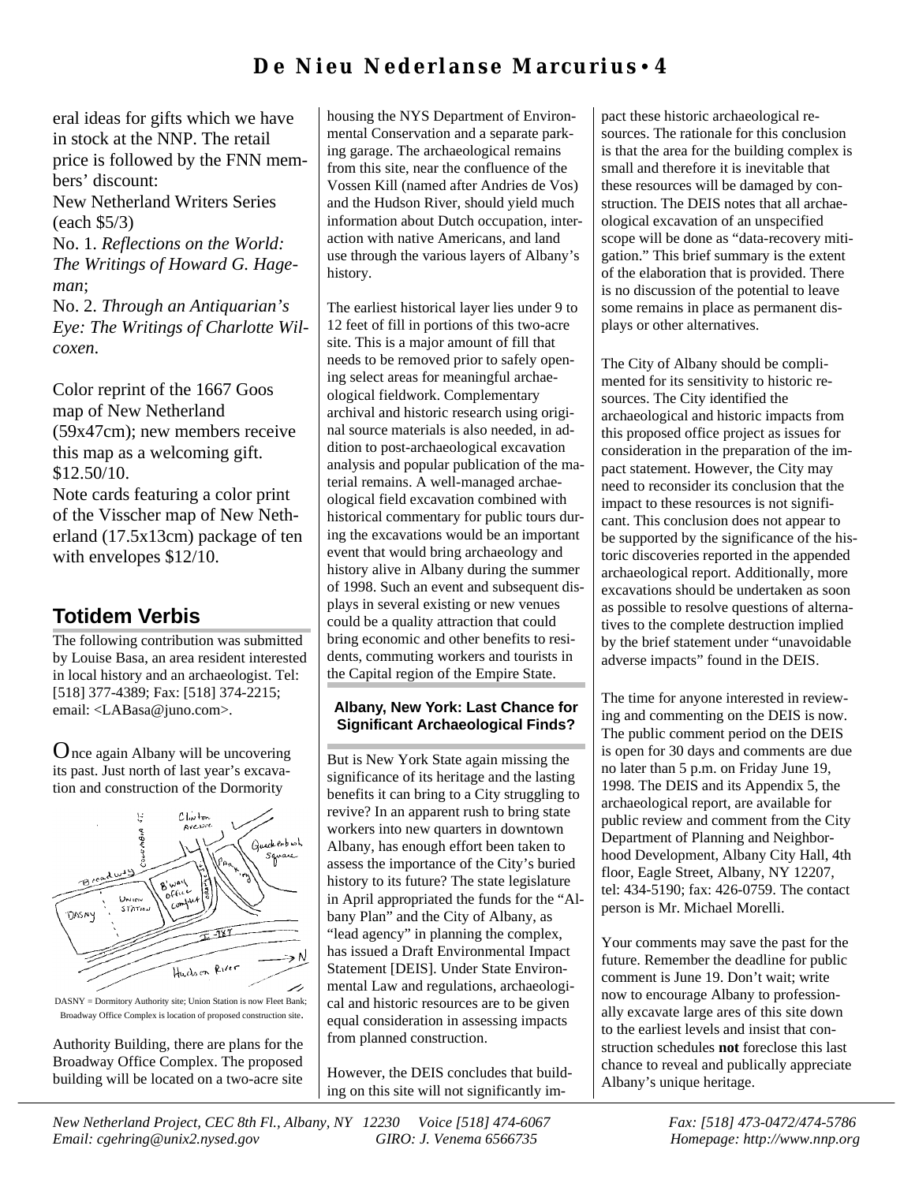eral ideas for gifts which we have in stock at the NNP. The retail price is followed by the FNN members' discount:

New Netherland Writers Series (each $5/3)

No. 1. *Reflections on the World: The Writings of Howard G. Hageman*;

No. 2. *Through an Antiquarian's Eye: The Writings of Charlotte Wilcoxen*.

Color reprint of the 1667 Goos map of New Netherland (59x47cm); new members receive this map as a welcoming gift. $12.50/10.

Note cards featuring a color print of the Visscher map of New Netherland (17.5x13cm) package of ten with envelopes $12/10.

## Totidem Verbis

The following contribution was submitted by Louise Basa, an area resident interested in local history and an archaeologist. Tel: [518] 377-4389; Fax: [518] 374-2215; email: <LABasa@juno.com>.

Once again Albany will be uncovering its past. Just north of last year's excavation and construction of the Dormority

Clinton Avenue
Columbia St.
Quackenbush Square
Parking
Broadway
B'way Office Complex
Orange St.
Union Station
DASNY
I-787
Hudson River
N

DASNY = Dormitory Authority site; Union Station is now Fleet Bank; Broadway Office Complex is location of proposed construction site.

Authority Building, there are plans for the Broadway Office Complex. The proposed building will be located on a two-acre site housing the NYS Department of Environmental Conservation and a separate parking garage. The archaeological remains from this site, near the confluence of the Vossen Kill (named after Andries de Vos) and the Hudson River, should yield much information about Dutch occupation, interaction with native Americans, and land use through the various layers of Albany's history.

The earliest historical layer lies under 9 to 12 feet of fill in portions of this two-acre site. This is a major amount of fill that needs to be removed prior to safely opening select areas for meaningful archaeological fieldwork. Complementary archival and historic research using original source materials is also needed, in addition to post-archaeological excavation analysis and popular publication of the material remains. A well-managed archaeological field excavation combined with historical commentary for public tours during the excavations would be an important event that would bring archaeology and history alive in Albany during the summer of 1998. Such an event and subsequent displays in several existing or new venues could be a quality attraction that could bring economic and other benefits to residents, commuting workers and tourists in the Capital region of the Empire State.

### Albany, New York: Last Chance for Significant Archaeological Finds?

But is New York State again missing the significance of its heritage and the lasting benefits it can bring to a City struggling to revive? In an apparent rush to bring state workers into new quarters in downtown Albany, has enough effort been taken to assess the importance of the City's buried history to its future? The state legislature in April appropriated the funds for the "Albany Plan" and the City of Albany, as "lead agency" in planning the complex, has issued a Draft Environmental Impact Statement [DEIS]. Under State Environmental Law and regulations, archaeological and historic resources are to be given equal consideration in assessing impacts from planned construction.

However, the DEIS concludes that building on this site will not significantly impact these historic archaeological resources. The rationale for this conclusion is that the area for the building complex is small and therefore it is inevitable that these resources will be damaged by construction. The DEIS notes that all archaeological excavation of an unspecified scope will be done as "data-recovery mitigation." This brief summary is the extent of the elaboration that is provided. There is no discussion of the potential to leave some remains in place as permanent displays or other alternatives.

The City of Albany should be complimented for its sensitivity to historic resources. The City identified the archaeological and historic impacts from this proposed office project as issues for consideration in the preparation of the impact statement. However, the City may need to reconsider its conclusion that the impact to these resources is not significant. This conclusion does not appear to be supported by the significance of the historic discoveries reported in the appended archaeological report. Additionally, more excavations should be undertaken as soon as possible to resolve questions of alternatives to the complete destruction implied by the brief statement under "unavoidable adverse impacts" found in the DEIS.

The time for anyone interested in reviewing and commenting on the DEIS is now. The public comment period on the DEIS is open for 30 days and comments are due no later than 5 p.m. on Friday June 19, 1998. The DEIS and its Appendix 5, the archaeological report, are available for public review and comment from the City Department of Planning and Neighborhood Development, Albany City Hall, 4th floor, Eagle Street, Albany, NY 12207, tel: 434-5190; fax: 426-0759. The contact person is Mr. Michael Morelli.

Your comments may save the past for the future. Remember the deadline for public comment is June 19. Don't wait; write now to encourage Albany to professionally excavate large ares of this site down to the earliest levels and insist that construction schedules **not** foreclose this last chance to reveal and publically appreciate Albany's unique heritage.

*New Netherland Project, CEC 8th Fl., Albany, NY 12230 Voice [518] 474-6067 Fax: [518] 473-0472/474-5786*
*Email: cgehring@unix2.nysed.gov GIRO: J. Venema 6566735 Homepage: http://www.nnp.org*